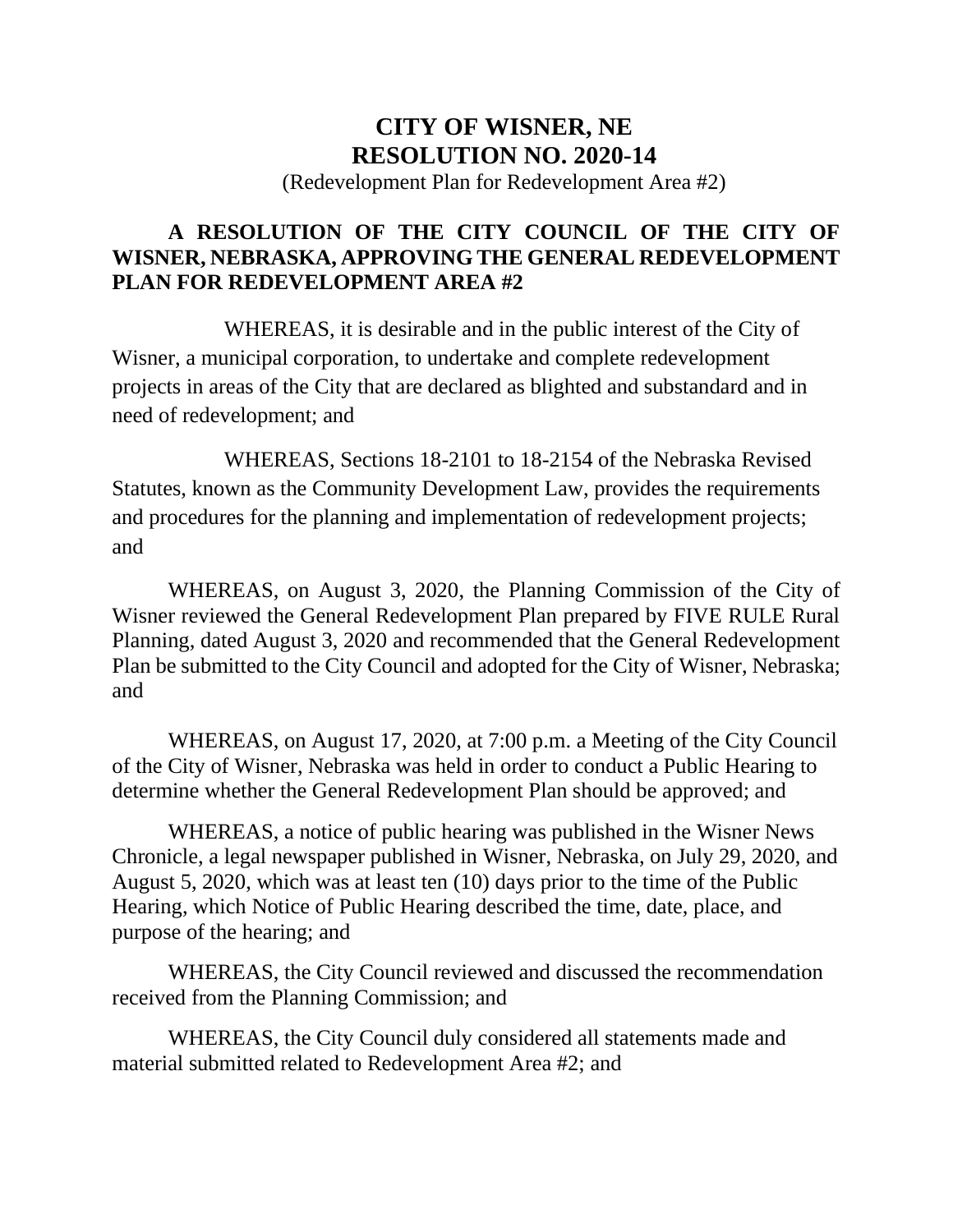# CITY OF WISNER, NE
# RESOLUTION NO. 2020-14

(Redevelopment Plan for Redevelopment Area #2)

**A RESOLUTION OF THE CITY COUNCIL OF THE CITY OF WISNER, NEBRASKA, APPROVING THE GENERAL REDEVELOPMENT PLAN FOR REDEVELOPMENT AREA #2**

WHEREAS, it is desirable and in the public interest of the City of Wisner, a municipal corporation, to undertake and complete redevelopment projects in areas of the City that are declared as blighted and substandard and in need of redevelopment; and

WHEREAS, Sections 18-2101 to 18-2154 of the Nebraska Revised Statutes, known as the Community Development Law, provides the requirements and procedures for the planning and implementation of redevelopment projects; and

WHEREAS, on August 3, 2020, the Planning Commission of the City of Wisner reviewed the General Redevelopment Plan prepared by FIVE RULE Rural Planning, dated August 3, 2020 and recommended that the General Redevelopment Plan be submitted to the City Council and adopted for the City of Wisner, Nebraska; and

WHEREAS, on August 17, 2020, at 7:00 p.m. a Meeting of the City Council of the City of Wisner, Nebraska was held in order to conduct a Public Hearing to determine whether the General Redevelopment Plan should be approved; and

WHEREAS, a notice of public hearing was published in the Wisner News Chronicle, a legal newspaper published in Wisner, Nebraska, on July 29, 2020, and August 5, 2020, which was at least ten (10) days prior to the time of the Public Hearing, which Notice of Public Hearing described the time, date, place, and purpose of the hearing; and

WHEREAS, the City Council reviewed and discussed the recommendation received from the Planning Commission; and

WHEREAS, the City Council duly considered all statements made and material submitted related to Redevelopment Area #2; and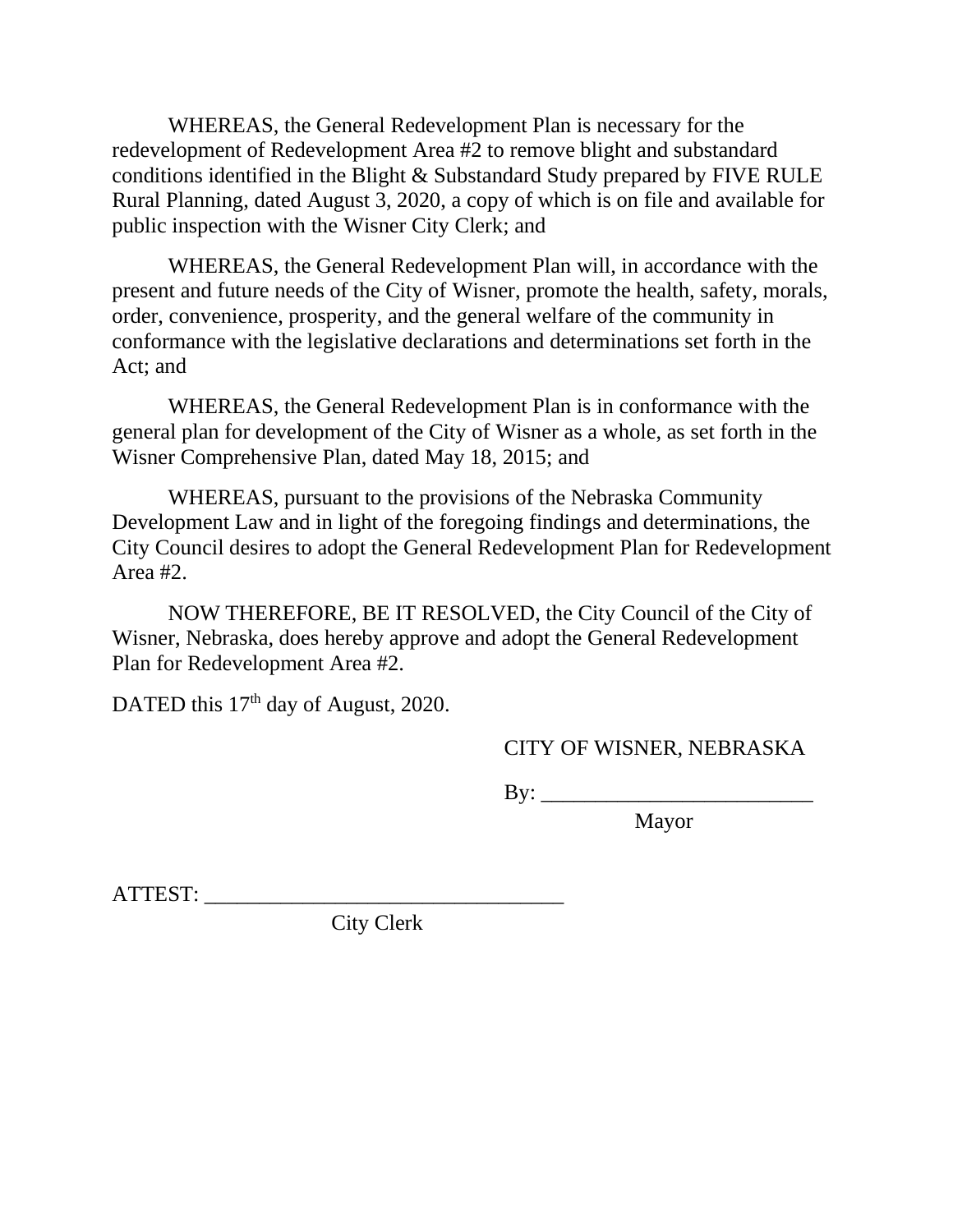WHEREAS, the General Redevelopment Plan is necessary for the redevelopment of Redevelopment Area #2 to remove blight and substandard conditions identified in the Blight & Substandard Study prepared by FIVE RULE Rural Planning, dated August 3, 2020, a copy of which is on file and available for public inspection with the Wisner City Clerk; and

WHEREAS, the General Redevelopment Plan will, in accordance with the present and future needs of the City of Wisner, promote the health, safety, morals, order, convenience, prosperity, and the general welfare of the community in conformance with the legislative declarations and determinations set forth in the Act; and

WHEREAS, the General Redevelopment Plan is in conformance with the general plan for development of the City of Wisner as a whole, as set forth in the Wisner Comprehensive Plan, dated May 18, 2015; and

WHEREAS, pursuant to the provisions of the Nebraska Community Development Law and in light of the foregoing findings and determinations, the City Council desires to adopt the General Redevelopment Plan for Redevelopment Area #2.

NOW THEREFORE, BE IT RESOLVED, the City Council of the City of Wisner, Nebraska, does hereby approve and adopt the General Redevelopment Plan for Redevelopment Area #2.

DATED this 17th day of August, 2020.

CITY OF WISNER, NEBRASKA

By: ________________________
Mayor

ATTEST: ________________________________
City Clerk